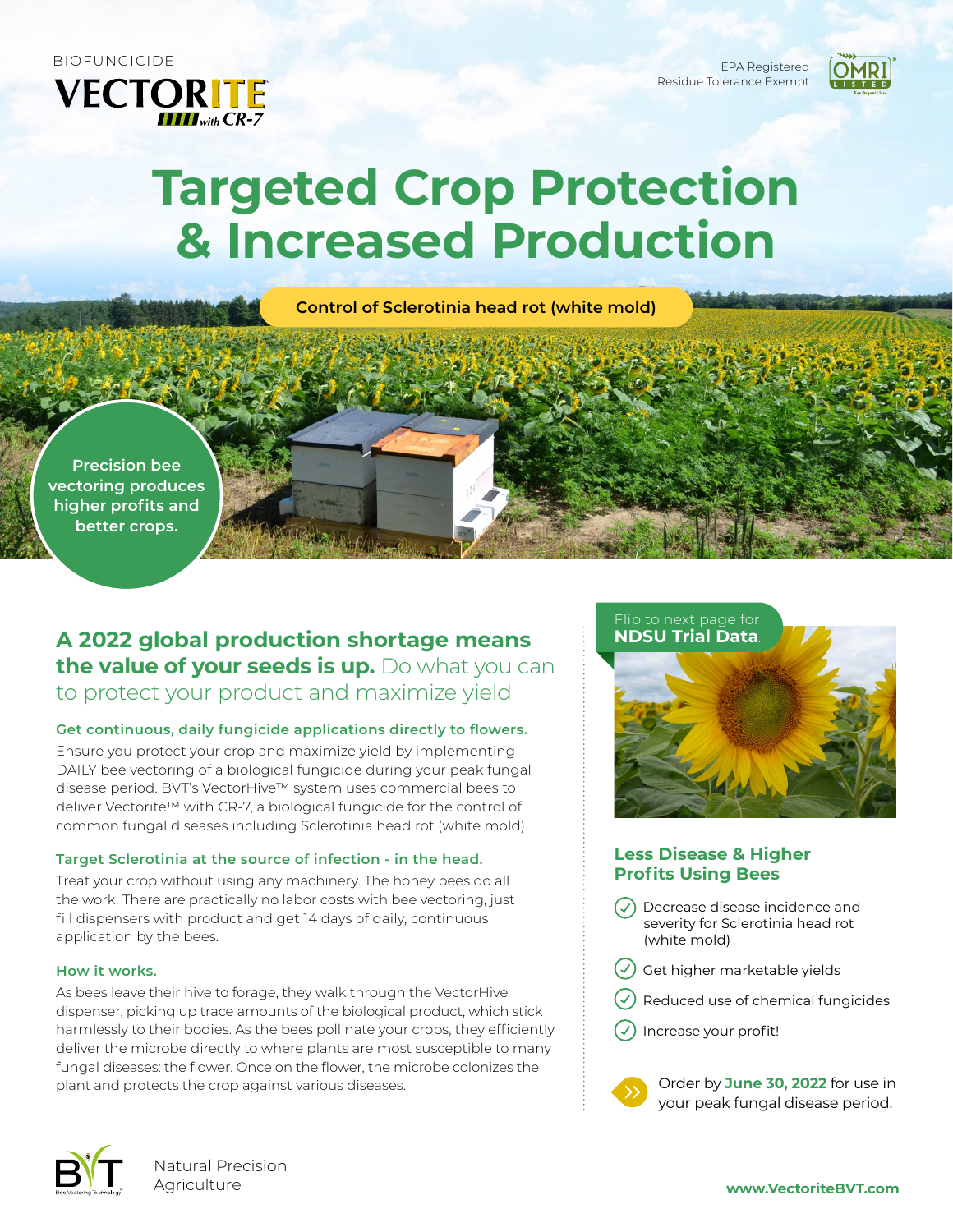BIOFUNGICIDE

**VECTORITE with CR-7**

EPA Registered
Residue Tolerance Exempt

OMRI LISTED For Organic Use

# Targeted Crop Protection & Increased Production

**Control of Sclerotinia head rot (white mold)**

Precision bee vectoring produces higher profits and better crops.

## A 2022 global production shortage means the value of your seeds is up. Do what you can to protect your product and maximize yield

### Get continuous, daily fungicide applications directly to flowers.

Ensure you protect your crop and maximize yield by implementing DAILY bee vectoring of a biological fungicide during your peak fungal disease period. BVT's VectorHive™ system uses commercial bees to deliver Vectorite™ with CR-7, a biological fungicide for the control of common fungal diseases including Sclerotinia head rot (white mold).

### Target Sclerotinia at the source of infection - in the head.

Treat your crop without using any machinery. The honey bees do all the work! There are practically no labor costs with bee vectoring, just fill dispensers with product and get 14 days of daily, continuous application by the bees.

### How it works.

As bees leave their hive to forage, they walk through the VectorHive dispenser, picking up trace amounts of the biological product, which stick harmlessly to their bodies. As the bees pollinate your crops, they efficiently deliver the microbe directly to where plants are most susceptible to many fungal diseases: the flower. Once on the flower, the microbe colonizes the plant and protects the crop against various diseases.

Flip to next page for **NDSU Trial Data.**

### Less Disease & Higher Profits Using Bees

- Decrease disease incidence and severity for Sclerotinia head rot (white mold)
- Get higher marketable yields
- Reduced use of chemical fungicides
- Increase your profit!

Order by **June 30, 2022** for use in your peak fungal disease period.

BVT Bee Vectoring Technology — Natural Precision Agriculture

**www.VectoriteBVT.com**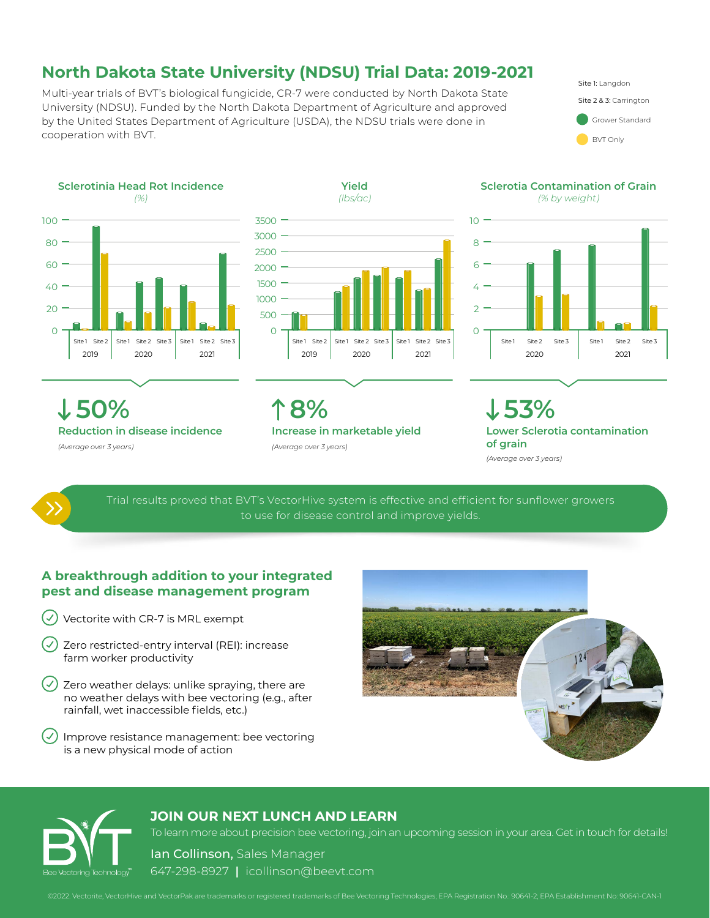## North Dakota State University (NDSU) Trial Data: 2019-2021

Multi-year trials of BVT's biological fungicide, CR-7 were conducted by North Dakota State University (NDSU). Funded by the North Dakota Department of Agriculture and approved by the United States Department of Agriculture (USDA), the NDSU trials were done in cooperation with BVT.

Site 1: Langdon

Site 2 & 3: Carrington

Grower Standard

BVT Only

### Sclerotinia Head Rot Incidence

*(%)*

100
80
60
40
20
0

Site 1 Site 2 | Site 1 Site 2 Site 3 | Site 1 Site 2 Site 3

2019 | 2020 | 2021

### Yield

*(lbs/ac)*

3500
3000
2500
2000
1500
1000
500
0

Site 1 Site 2 | Site 1 Site 2 Site 3 | Site 1 Site 2 Site 3

2019 | 2020 | 2021

### Sclerotia Contamination of Grain

*(% by weight)*

10
8
6
4
2
0

Site 1 Site 2 Site 3 | Site 1 Site 2 Site 3

2020 | 2021

**↓50%**

**Reduction in disease incidence**

*(Average over 3 years)*

**↑8%**

**Increase in marketable yield**

*(Average over 3 years)*

**↓53%**

**Lower Sclerotia contamination of grain**

*(Average over 3 years)*

Trial results proved that BVT's VectorHive system is effective and efficient for sunflower growers to use for disease control and improve yields.

## A breakthrough addition to your integrated pest and disease management program

- Vectorite with CR-7 is MRL exempt
- Zero restricted-entry interval (REI): increase farm worker productivity
- Zero weather delays: unlike spraying, there are no weather delays with bee vectoring (e.g., after rainfall, wet inaccessible fields, etc.)
- Improve resistance management: bee vectoring is a new physical mode of action

BVT Bee Vectoring Technology™

## JOIN OUR NEXT LUNCH AND LEARN

To learn more about precision bee vectoring, join an upcoming session in your area. Get in touch for details!

**Ian Collinson,** Sales Manager

647-298-8927 | icollinson@beevt.com

©2022. Vectorite, VectorHive and VectorPak are trademarks or registered trademarks of Bee Vectoring Technologies; EPA Registration No.: 90641-2; EPA Establishment No: 90641-CAN-1